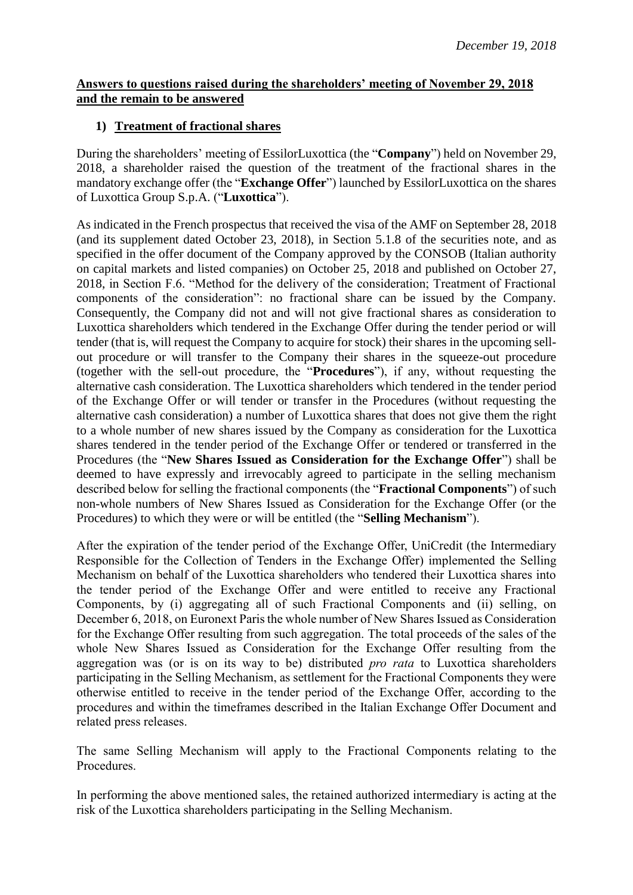*December 19, 2018*

**Answers to questions raised during the shareholders' meeting of November 29, 2018 and the remain to be answered**

## 1) Treatment of fractional shares

During the shareholders' meeting of EssilorLuxottica (the "**Company**") held on November 29, 2018, a shareholder raised the question of the treatment of the fractional shares in the mandatory exchange offer (the "**Exchange Offer**") launched by EssilorLuxottica on the shares of Luxottica Group S.p.A. ("**Luxottica**").

As indicated in the French prospectus that received the visa of the AMF on September 28, 2018 (and its supplement dated October 23, 2018), in Section 5.1.8 of the securities note, and as specified in the offer document of the Company approved by the CONSOB (Italian authority on capital markets and listed companies) on October 25, 2018 and published on October 27, 2018, in Section F.6. "Method for the delivery of the consideration; Treatment of Fractional components of the consideration": no fractional share can be issued by the Company. Consequently, the Company did not and will not give fractional shares as consideration to Luxottica shareholders which tendered in the Exchange Offer during the tender period or will tender (that is, will request the Company to acquire for stock) their shares in the upcoming sell-out procedure or will transfer to the Company their shares in the squeeze-out procedure (together with the sell-out procedure, the "**Procedures**"), if any, without requesting the alternative cash consideration. The Luxottica shareholders which tendered in the tender period of the Exchange Offer or will tender or transfer in the Procedures (without requesting the alternative cash consideration) a number of Luxottica shares that does not give them the right to a whole number of new shares issued by the Company as consideration for the Luxottica shares tendered in the tender period of the Exchange Offer or tendered or transferred in the Procedures (the "**New Shares Issued as Consideration for the Exchange Offer**") shall be deemed to have expressly and irrevocably agreed to participate in the selling mechanism described below for selling the fractional components (the "**Fractional Components**") of such non-whole numbers of New Shares Issued as Consideration for the Exchange Offer (or the Procedures) to which they were or will be entitled (the "**Selling Mechanism**").

After the expiration of the tender period of the Exchange Offer, UniCredit (the Intermediary Responsible for the Collection of Tenders in the Exchange Offer) implemented the Selling Mechanism on behalf of the Luxottica shareholders who tendered their Luxottica shares into the tender period of the Exchange Offer and were entitled to receive any Fractional Components, by (i) aggregating all of such Fractional Components and (ii) selling, on December 6, 2018, on Euronext Paris the whole number of New Shares Issued as Consideration for the Exchange Offer resulting from such aggregation. The total proceeds of the sales of the whole New Shares Issued as Consideration for the Exchange Offer resulting from the aggregation was (or is on its way to be) distributed *pro rata* to Luxottica shareholders participating in the Selling Mechanism, as settlement for the Fractional Components they were otherwise entitled to receive in the tender period of the Exchange Offer, according to the procedures and within the timeframes described in the Italian Exchange Offer Document and related press releases.

The same Selling Mechanism will apply to the Fractional Components relating to the Procedures.

In performing the above mentioned sales, the retained authorized intermediary is acting at the risk of the Luxottica shareholders participating in the Selling Mechanism.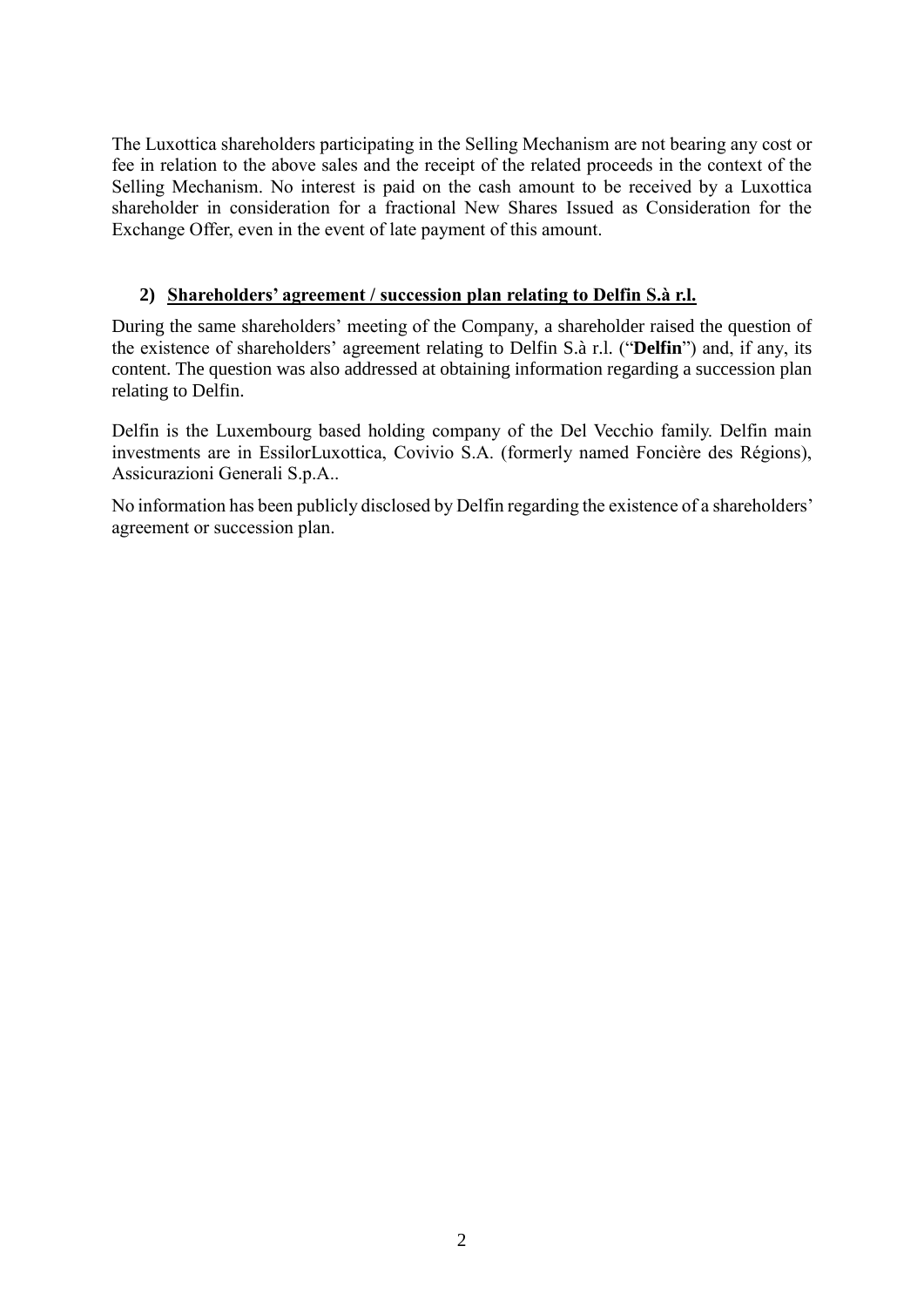The Luxottica shareholders participating in the Selling Mechanism are not bearing any cost or fee in relation to the above sales and the receipt of the related proceeds in the context of the Selling Mechanism. No interest is paid on the cash amount to be received by a Luxottica shareholder in consideration for a fractional New Shares Issued as Consideration for the Exchange Offer, even in the event of late payment of this amount.

## 2) Shareholders' agreement / succession plan relating to Delfin S.à r.l.

During the same shareholders' meeting of the Company, a shareholder raised the question of the existence of shareholders' agreement relating to Delfin S.à r.l. ("**Delfin**") and, if any, its content. The question was also addressed at obtaining information regarding a succession plan relating to Delfin.

Delfin is the Luxembourg based holding company of the Del Vecchio family. Delfin main investments are in EssilorLuxottica, Covivio S.A. (formerly named Foncière des Régions), Assicurazioni Generali S.p.A..

No information has been publicly disclosed by Delfin regarding the existence of a shareholders' agreement or succession plan.